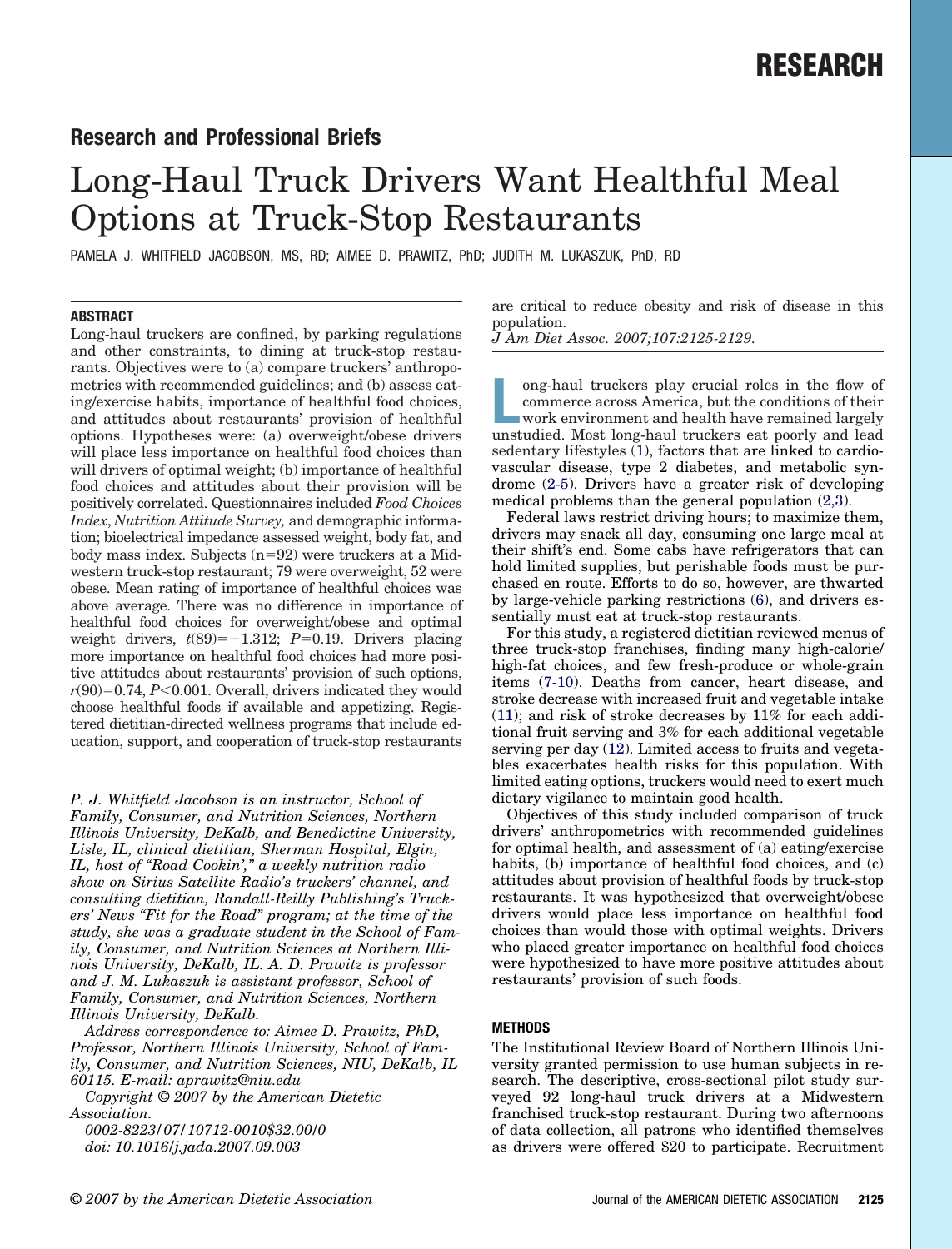RESEARCH

## Research and Professional Briefs

# Long-Haul Truck Drivers Want Healthful Meal Options at Truck-Stop Restaurants

PAMELA J. WHITFIELD JACOBSON, MS, RD; AIMEE D. PRAWITZ, PhD; JUDITH M. LUKASZUK, PhD, RD

### ABSTRACT

Long-haul truckers are confined, by parking regulations and other constraints, to dining at truck-stop restaurants. Objectives were to (a) compare truckers' anthropometrics with recommended guidelines; and (b) assess eating/exercise habits, importance of healthful food choices, and attitudes about restaurants' provision of healthful options. Hypotheses were: (a) overweight/obese drivers will place less importance on healthful food choices than will drivers of optimal weight; (b) importance of healthful food choices and attitudes about their provision will be positively correlated. Questionnaires included *Food Choices Index*, *Nutrition Attitude Survey,* and demographic information; bioelectrical impedance assessed weight, body fat, and body mass index. Subjects ($n=92$) were truckers at a Midwestern truck-stop restaurant; 79 were overweight, 52 were obese. Mean rating of importance of healthful choices was above average. There was no difference in importance of healthful food choices for overweight/obese and optimal weight drivers, $t(89)=-1.312$; $P=0.19$. Drivers placing more importance on healthful food choices had more positive attitudes about restaurants' provision of such options, $r(90)=0.74$, $P<0.001$. Overall, drivers indicated they would choose healthful foods if available and appetizing. Registered dietitian-directed wellness programs that include education, support, and cooperation of truck-stop restaurants are critical to reduce obesity and risk of disease in this population.

*J Am Diet Assoc. 2007;107:2125-2129.*

*P. J. Whitfield Jacobson is an instructor, School of Family, Consumer, and Nutrition Sciences, Northern Illinois University, DeKalb, and Benedictine University, Lisle, IL, clinical dietitian, Sherman Hospital, Elgin, IL, host of "Road Cookin'," a weekly nutrition radio show on Sirius Satellite Radio's truckers' channel, and consulting dietitian, Randall-Reilly Publishing's Truckers' News "Fit for the Road" program; at the time of the study, she was a graduate student in the School of Family, Consumer, and Nutrition Sciences at Northern Illinois University, DeKalb, IL. A. D. Prawitz is professor and J. M. Lukaszuk is assistant professor, School of Family, Consumer, and Nutrition Sciences, Northern Illinois University, DeKalb.*

*Address correspondence to: Aimee D. Prawitz, PhD, Professor, Northern Illinois University, School of Family, Consumer, and Nutrition Sciences, NIU, DeKalb, IL 60115. E-mail: aprawitz@niu.edu*

*Copyright © 2007 by the American Dietetic Association.*

*0002-8223/07/10712-0010$32.00/0*
*doi: 10.1016/j.jada.2007.09.003*

Long-haul truckers play crucial roles in the flow of commerce across America, but the conditions of their work environment and health have remained largely unstudied. Most long-haul truckers eat poorly and lead sedentary lifestyles (1), factors that are linked to cardiovascular disease, type 2 diabetes, and metabolic syndrome (2-5). Drivers have a greater risk of developing medical problems than the general population (2,3).

Federal laws restrict driving hours; to maximize them, drivers may snack all day, consuming one large meal at their shift's end. Some cabs have refrigerators that can hold limited supplies, but perishable foods must be purchased en route. Efforts to do so, however, are thwarted by large-vehicle parking restrictions (6), and drivers essentially must eat at truck-stop restaurants.

For this study, a registered dietitian reviewed menus of three truck-stop franchises, finding many high-calorie/high-fat choices, and few fresh-produce or whole-grain items (7-10). Deaths from cancer, heart disease, and stroke decrease with increased fruit and vegetable intake (11); and risk of stroke decreases by 11% for each additional fruit serving and 3% for each additional vegetable serving per day (12). Limited access to fruits and vegetables exacerbates health risks for this population. With limited eating options, truckers would need to exert much dietary vigilance to maintain good health.

Objectives of this study included comparison of truck drivers' anthropometrics with recommended guidelines for optimal health, and assessment of (a) eating/exercise habits, (b) importance of healthful food choices, and (c) attitudes about provision of healthful foods by truck-stop restaurants. It was hypothesized that overweight/obese drivers would place less importance on healthful food choices than would those with optimal weights. Drivers who placed greater importance on healthful food choices were hypothesized to have more positive attitudes about restaurants' provision of such foods.

### METHODS

The Institutional Review Board of Northern Illinois University granted permission to use human subjects in research. The descriptive, cross-sectional pilot study surveyed 92 long-haul truck drivers at a Midwestern franchised truck-stop restaurant. During two afternoons of data collection, all patrons who identified themselves as drivers were offered $20 to participate. Recruitment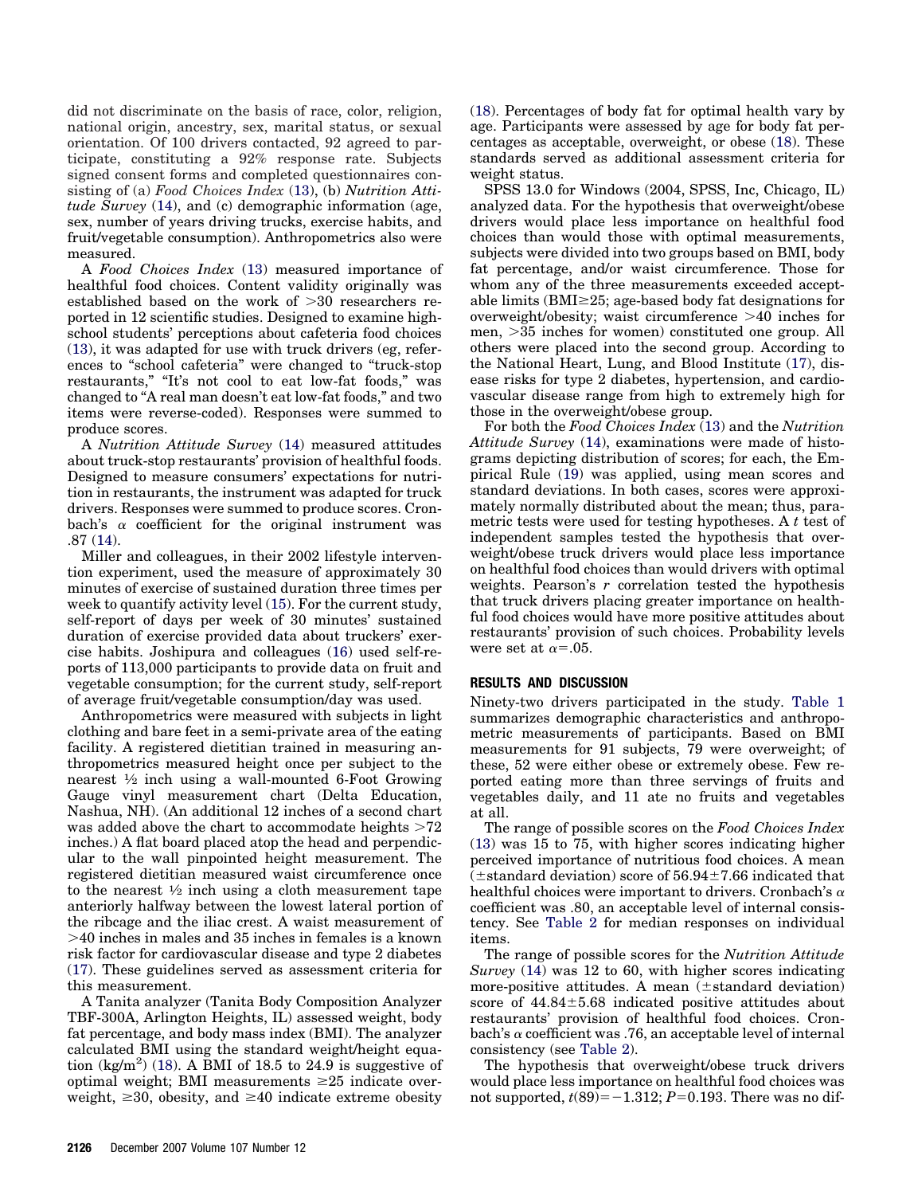did not discriminate on the basis of race, color, religion, national origin, ancestry, sex, marital status, or sexual orientation. Of 100 drivers contacted, 92 agreed to participate, constituting a 92% response rate. Subjects signed consent forms and completed questionnaires consisting of (a) *Food Choices Index* (13), (b) *Nutrition Attitude Survey* (14), and (c) demographic information (age, sex, number of years driving trucks, exercise habits, and fruit/vegetable consumption). Anthropometrics also were measured.

A *Food Choices Index* (13) measured importance of healthful food choices. Content validity originally was established based on the work of >30 researchers reported in 12 scientific studies. Designed to examine high-school students' perceptions about cafeteria food choices (13), it was adapted for use with truck drivers (eg, references to "school cafeteria" were changed to "truck-stop restaurants," "It's not cool to eat low-fat foods," was changed to "A real man doesn't eat low-fat foods," and two items were reverse-coded). Responses were summed to produce scores.

A *Nutrition Attitude Survey* (14) measured attitudes about truck-stop restaurants' provision of healthful foods. Designed to measure consumers' expectations for nutrition in restaurants, the instrument was adapted for truck drivers. Responses were summed to produce scores. Cronbach's $\alpha$ coefficient for the original instrument was .87 (14).

Miller and colleagues, in their 2002 lifestyle intervention experiment, used the measure of approximately 30 minutes of exercise of sustained duration three times per week to quantify activity level (15). For the current study, self-report of days per week of 30 minutes' sustained duration of exercise provided data about truckers' exercise habits. Joshipura and colleagues (16) used self-reports of 113,000 participants to provide data on fruit and vegetable consumption; for the current study, self-report of average fruit/vegetable consumption/day was used.

Anthropometrics were measured with subjects in light clothing and bare feet in a semi-private area of the eating facility. A registered dietitian trained in measuring anthropometrics measured height once per subject to the nearest ½ inch using a wall-mounted 6-Foot Growing Gauge vinyl measurement chart (Delta Education, Nashua, NH). (An additional 12 inches of a second chart was added above the chart to accommodate heights >72 inches.) A flat board placed atop the head and perpendicular to the wall pinpointed height measurement. The registered dietitian measured waist circumference once to the nearest ½ inch using a cloth measurement tape anteriorly halfway between the lowest lateral portion of the ribcage and the iliac crest. A waist measurement of >40 inches in males and 35 inches in females is a known risk factor for cardiovascular disease and type 2 diabetes (17). These guidelines served as assessment criteria for this measurement.

A Tanita analyzer (Tanita Body Composition Analyzer TBF-300A, Arlington Heights, IL) assessed weight, body fat percentage, and body mass index (BMI). The analyzer calculated BMI using the standard weight/height equation ($kg/m^2$) (18). A BMI of 18.5 to 24.9 is suggestive of optimal weight; BMI measurements $\geq$25 indicate overweight, $\geq$30, obesity, and $\geq$40 indicate extreme obesity (18). Percentages of body fat for optimal health vary by age. Participants were assessed by age for body fat percentages as acceptable, overweight, or obese (18). These standards served as additional assessment criteria for weight status.

SPSS 13.0 for Windows (2004, SPSS, Inc, Chicago, IL) analyzed data. For the hypothesis that overweight/obese drivers would place less importance on healthful food choices than would those with optimal measurements, subjects were divided into two groups based on BMI, body fat percentage, and/or waist circumference. Those for whom any of the three measurements exceeded acceptable limits (BMI$\geq$25; age-based body fat designations for overweight/obesity; waist circumference >40 inches for men, >35 inches for women) constituted one group. All others were placed into the second group. According to the National Heart, Lung, and Blood Institute (17), disease risks for type 2 diabetes, hypertension, and cardiovascular disease range from high to extremely high for those in the overweight/obese group.

For both the *Food Choices Index* (13) and the *Nutrition Attitude Survey* (14), examinations were made of histograms depicting distribution of scores; for each, the Empirical Rule (19) was applied, using mean scores and standard deviations. In both cases, scores were approximately normally distributed about the mean; thus, parametric tests were used for testing hypotheses. A $t$ test of independent samples tested the hypothesis that overweight/obese truck drivers would place less importance on healthful food choices than would drivers with optimal weights. Pearson's $r$ correlation tested the hypothesis that truck drivers placing greater importance on healthful food choices would have more positive attitudes about restaurants' provision of such choices. Probability levels were set at $\alpha$=.05.

## RESULTS AND DISCUSSION

Ninety-two drivers participated in the study. Table 1 summarizes demographic characteristics and anthropometric measurements of participants. Based on BMI measurements for 91 subjects, 79 were overweight; of these, 52 were either obese or extremely obese. Few reported eating more than three servings of fruits and vegetables daily, and 11 ate no fruits and vegetables at all.

The range of possible scores on the *Food Choices Index* (13) was 15 to 75, with higher scores indicating higher perceived importance of nutritious food choices. A mean ($\pm$standard deviation) score of 56.94$\pm$7.66 indicated that healthful choices were important to drivers. Cronbach's $\alpha$ coefficient was .80, an acceptable level of internal consistency. See Table 2 for median responses on individual items.

The range of possible scores for the *Nutrition Attitude Survey* (14) was 12 to 60, with higher scores indicating more-positive attitudes. A mean ($\pm$standard deviation) score of 44.84$\pm$5.68 indicated positive attitudes about restaurants' provision of healthful food choices. Cronbach's $\alpha$ coefficient was .76, an acceptable level of internal consistency (see Table 2).

The hypothesis that overweight/obese truck drivers would place less importance on healthful food choices was not supported, $t(89)=-1.312$; $P$=0.193. There was no dif-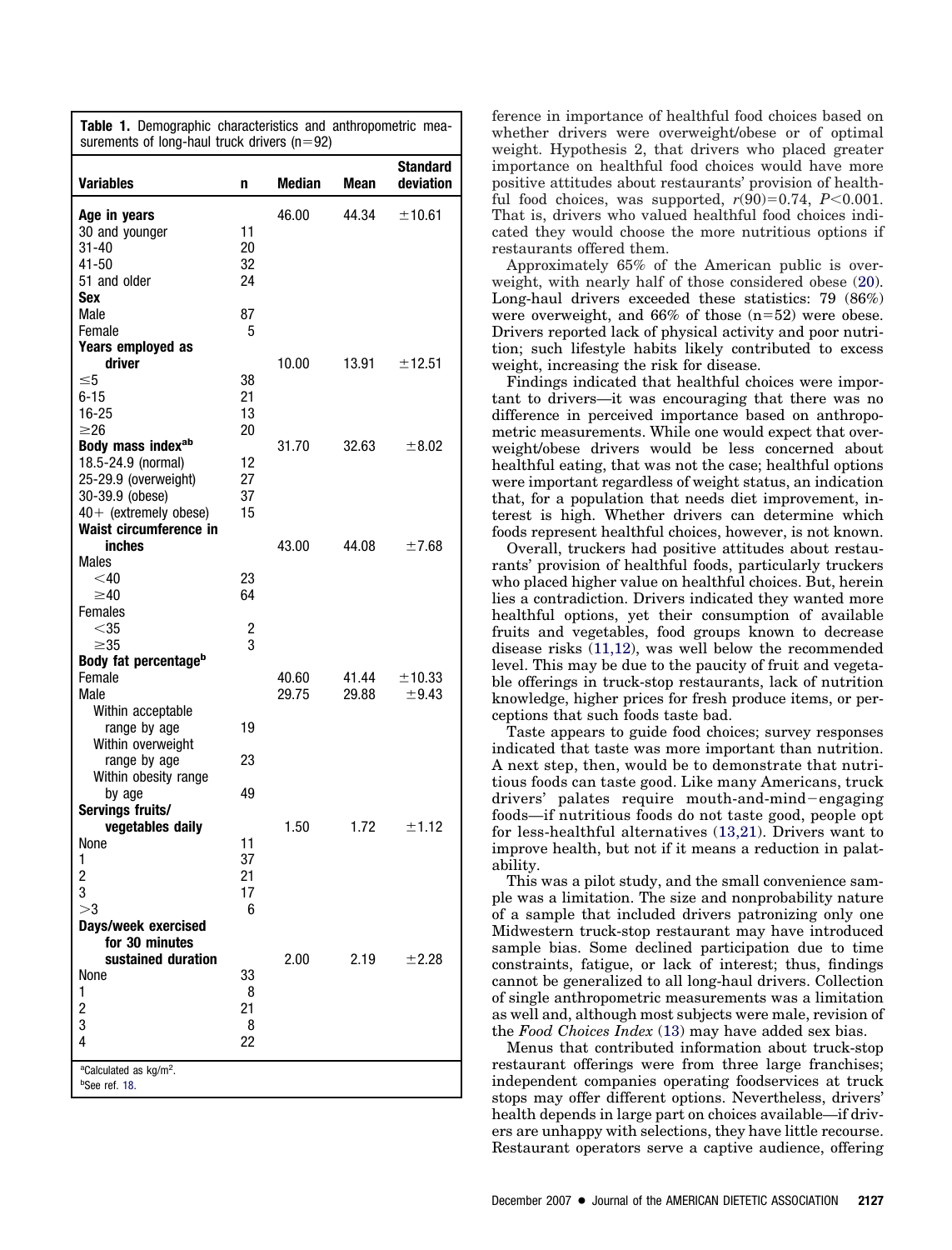**Table 1.** Demographic characteristics and anthropometric measurements of long-haul truck drivers (n=92)

| Variables | n | Median | Mean | Standard deviation |
|---|---|---|---|---|
| **Age in years** | | 46.00 | 44.34 | ±10.61 |
| 30 and younger | 11 | | | |
| 31-40 | 20 | | | |
| 41-50 | 32 | | | |
| 51 and older | 24 | | | |
| **Sex** | | | | |
| Male | 87 | | | |
| Female | 5 | | | |
| **Years employed as driver** | | 10.00 | 13.91 | ±12.51 |
| ≤5 | 38 | | | |
| 6-15 | 21 | | | |
| 16-25 | 13 | | | |
| ≥26 | 20 | | | |
| **Body mass index[ab]** | | 31.70 | 32.63 | ±8.02 |
| 18.5-24.9 (normal) | 12 | | | |
| 25-29.9 (overweight) | 27 | | | |
| 30-39.9 (obese) | 37 | | | |
| 40+ (extremely obese) | 15 | | | |
| **Waist circumference in inches** | | 43.00 | 44.08 | ±7.68 |
| Males | | | | |
| <40 | 23 | | | |
| ≥40 | 64 | | | |
| Females | | | | |
| <35 | 2 | | | |
| ≥35 | 3 | | | |
| **Body fat percentage[b]** | | | | |
| Female | | 40.60 | 41.44 | ±10.33 |
| Male | | 29.75 | 29.88 | ±9.43 |
| Within acceptable range by age | 19 | | | |
| Within overweight range by age | 23 | | | |
| Within obesity range by age | 49 | | | |
| **Servings fruits/vegetables daily** | | 1.50 | 1.72 | ±1.12 |
| None | 11 | | | |
| 1 | 37 | | | |
| 2 | 21 | | | |
| 3 | 17 | | | |
| >3 | 6 | | | |
| **Days/week exercised for 30 minutes sustained duration** | | 2.00 | 2.19 | ±2.28 |
| None | 33 | | | |
| 1 | 8 | | | |
| 2 | 21 | | | |
| 3 | 8 | | | |
| 4 | 22 | | | |

[a]Calculated as kg/m$^2$.
[b]See ref. 18.

ference in importance of healthful food choices based on whether drivers were overweight/obese or of optimal weight. Hypothesis 2, that drivers who placed greater importance on healthful food choices would have more positive attitudes about restaurants' provision of healthful food choices, was supported, $r(90)=0.74$, $P<0.001$. That is, drivers who valued healthful food choices indicated they would choose the more nutritious options if restaurants offered them.

Approximately 65% of the American public is overweight, with nearly half of those considered obese (20). Long-haul drivers exceeded these statistics: 79 (86%) were overweight, and 66% of those (n=52) were obese. Drivers reported lack of physical activity and poor nutrition; such lifestyle habits likely contributed to excess weight, increasing the risk for disease.

Findings indicated that healthful choices were important to drivers—it was encouraging that there was no difference in perceived importance based on anthropometric measurements. While one would expect that overweight/obese drivers would be less concerned about healthful eating, that was not the case; healthful options were important regardless of weight status, an indication that, for a population that needs diet improvement, interest is high. Whether drivers can determine which foods represent healthful choices, however, is not known.

Overall, truckers had positive attitudes about restaurants' provision of healthful foods, particularly truckers who placed higher value on healthful choices. But, herein lies a contradiction. Drivers indicated they wanted more healthful options, yet their consumption of available fruits and vegetables, food groups known to decrease disease risks (11,12), was well below the recommended level. This may be due to the paucity of fruit and vegetable offerings in truck-stop restaurants, lack of nutrition knowledge, higher prices for fresh produce items, or perceptions that such foods taste bad.

Taste appears to guide food choices; survey responses indicated that taste was more important than nutrition. A next step, then, would be to demonstrate that nutritious foods can taste good. Like many Americans, truck drivers' palates require mouth-and-mind–engaging foods—if nutritious foods do not taste good, people opt for less-healthful alternatives (13,21). Drivers want to improve health, but not if it means a reduction in palatability.

This was a pilot study, and the small convenience sample was a limitation. The size and nonprobability nature of a sample that included drivers patronizing only one Midwestern truck-stop restaurant may have introduced sample bias. Some declined participation due to time constraints, fatigue, or lack of interest; thus, findings cannot be generalized to all long-haul drivers. Collection of single anthropometric measurements was a limitation as well and, although most subjects were male, revision of the *Food Choices Index* (13) may have added sex bias.

Menus that contributed information about truck-stop restaurant offerings were from three large franchises; independent companies operating foodservices at truck stops may offer different options. Nevertheless, drivers' health depends in large part on choices available—if drivers are unhappy with selections, they have little recourse. Restaurant operators serve a captive audience, offering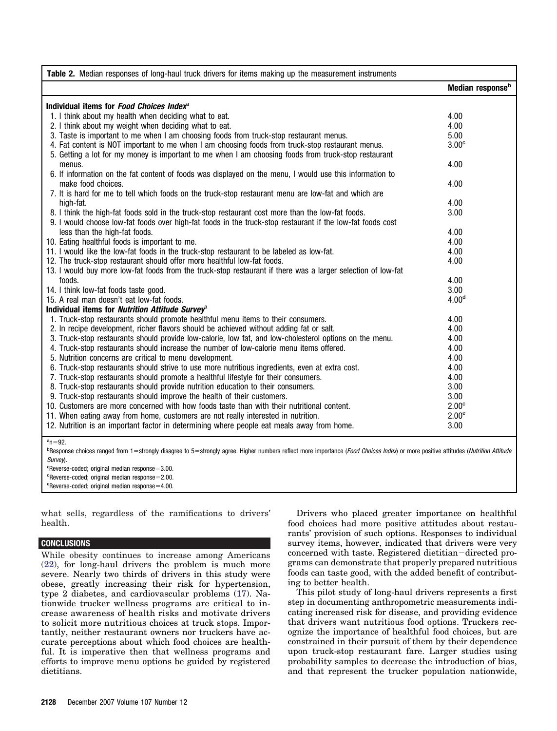**Table 2.** Median responses of long-haul truck drivers for items making up the measurement instruments

| | Median response[b] |
|---|---|
| **Individual items for *Food Choices Index*[a]** | |
| 1. I think about my health when deciding what to eat. | 4.00 |
| 2. I think about my weight when deciding what to eat. | 4.00 |
| 3. Taste is important to me when I am choosing foods from truck-stop restaurant menus. | 5.00 |
| 4. Fat content is NOT important to me when I am choosing foods from truck-stop restaurant menus. | 3.00[c] |
| 5. Getting a lot for my money is important to me when I am choosing foods from truck-stop restaurant menus. | 4.00 |
| 6. If information on the fat content of foods was displayed on the menu, I would use this information to make food choices. | 4.00 |
| 7. It is hard for me to tell which foods on the truck-stop restaurant menu are low-fat and which are high-fat. | 4.00 |
| 8. I think the high-fat foods sold in the truck-stop restaurant cost more than the low-fat foods. | 3.00 |
| 9. I would choose low-fat foods over high-fat foods in the truck-stop restaurant if the low-fat foods cost less than the high-fat foods. | 4.00 |
| 10. Eating healthful foods is important to me. | 4.00 |
| 11. I would like the low-fat foods in the truck-stop restaurant to be labeled as low-fat. | 4.00 |
| 12. The truck-stop restaurant should offer more healthful low-fat foods. | 4.00 |
| 13. I would buy more low-fat foods from the truck-stop restaurant if there was a larger selection of low-fat foods. | 4.00 |
| 14. I think low-fat foods taste good. | 3.00 |
| 15. A real man doesn't eat low-fat foods. | 4.00[d] |
| **Individual items for *Nutrition Attitude Survey*[a]** | |
| 1. Truck-stop restaurants should promote healthful menu items to their consumers. | 4.00 |
| 2. In recipe development, richer flavors should be achieved without adding fat or salt. | 4.00 |
| 3. Truck-stop restaurants should provide low-calorie, low fat, and low-cholesterol options on the menu. | 4.00 |
| 4. Truck-stop restaurants should increase the number of low-calorie menu items offered. | 4.00 |
| 5. Nutrition concerns are critical to menu development. | 4.00 |
| 6. Truck-stop restaurants should strive to use more nutritious ingredients, even at extra cost. | 4.00 |
| 7. Truck-stop restaurants should promote a healthful lifestyle for their consumers. | 4.00 |
| 8. Truck-stop restaurants should provide nutrition education to their consumers. | 3.00 |
| 9. Truck-stop restaurants should improve the health of their customers. | 3.00 |
| 10. Customers are more concerned with how foods taste than with their nutritional content. | 2.00[c] |
| 11. When eating away from home, customers are not really interested in nutrition. | 2.00[e] |
| 12. Nutrition is an important factor in determining where people eat meals away from home. | 3.00 |

[a]n=92.
[b]Response choices ranged from 1=strongly disagree to 5=strongly agree. Higher numbers reflect more importance (*Food Choices Index*) or more positive attitudes (*Nutrition Attitude Survey*).
[c]Reverse-coded; original median response=3.00.
[d]Reverse-coded; original median response=2.00.
[e]Reverse-coded; original median response=4.00.

what sells, regardless of the ramifications to drivers' health.

## CONCLUSIONS

While obesity continues to increase among Americans (22), for long-haul drivers the problem is much more severe. Nearly two thirds of drivers in this study were obese, greatly increasing their risk for hypertension, type 2 diabetes, and cardiovascular problems (17). Nationwide trucker wellness programs are critical to increase awareness of health risks and motivate drivers to solicit more nutritious choices at truck stops. Importantly, neither restaurant owners nor truckers have accurate perceptions about which food choices are healthful. It is imperative then that wellness programs and efforts to improve menu options be guided by registered dietitians.

Drivers who placed greater importance on healthful food choices had more positive attitudes about restaurants' provision of such options. Responses to individual survey items, however, indicated that drivers were very concerned with taste. Registered dietitian–directed programs can demonstrate that properly prepared nutritious foods can taste good, with the added benefit of contributing to better health.

This pilot study of long-haul drivers represents a first step in documenting anthropometric measurements indicating increased risk for disease, and providing evidence that drivers want nutritious food options. Truckers recognize the importance of healthful food choices, but are constrained in their pursuit of them by their dependence upon truck-stop restaurant fare. Larger studies using probability samples to decrease the introduction of bias, and that represent the trucker population nationwide,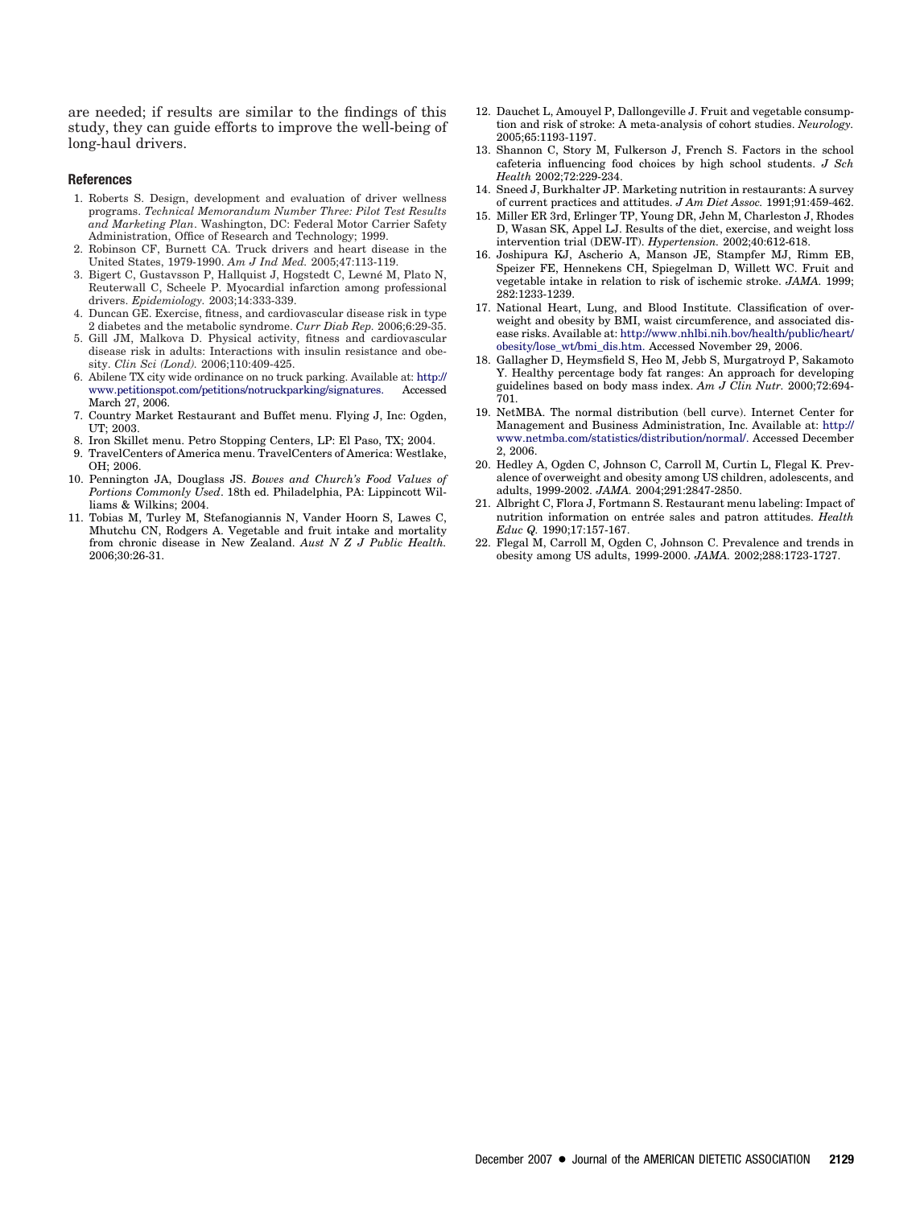are needed; if results are similar to the findings of this study, they can guide efforts to improve the well-being of long-haul drivers.

## References

1. Roberts S. Design, development and evaluation of driver wellness programs. *Technical Memorandum Number Three: Pilot Test Results and Marketing Plan*. Washington, DC: Federal Motor Carrier Safety Administration, Office of Research and Technology; 1999.
2. Robinson CF, Burnett CA. Truck drivers and heart disease in the United States, 1979-1990. *Am J Ind Med.* 2005;47:113-119.
3. Bigert C, Gustavsson P, Hallquist J, Hogstedt C, Lewné M, Plato N, Reuterwall C, Scheele P. Myocardial infarction among professional drivers. *Epidemiology.* 2003;14:333-339.
4. Duncan GE. Exercise, fitness, and cardiovascular disease risk in type 2 diabetes and the metabolic syndrome. *Curr Diab Rep.* 2006;6:29-35.
5. Gill JM, Malkova D. Physical activity, fitness and cardiovascular disease risk in adults: Interactions with insulin resistance and obesity. *Clin Sci (Lond).* 2006;110:409-425.
6. Abilene TX city wide ordinance on no truck parking. Available at: http://www.petitionspot.com/petitions/notruckparking/signatures. Accessed March 27, 2006.
7. Country Market Restaurant and Buffet menu. Flying J, Inc: Ogden, UT; 2003.
8. Iron Skillet menu. Petro Stopping Centers, LP: El Paso, TX; 2004.
9. TravelCenters of America menu. TravelCenters of America: Westlake, OH; 2006.
10. Pennington JA, Douglass JS. *Bowes and Church's Food Values of Portions Commonly Used*. 18th ed. Philadelphia, PA: Lippincott Williams & Wilkins; 2004.
11. Tobias M, Turley M, Stefanogiannis N, Vander Hoorn S, Lawes C, Mhutchu CN, Rodgers A. Vegetable and fruit intake and mortality from chronic disease in New Zealand. *Aust N Z J Public Health.* 2006;30:26-31.
12. Dauchet L, Amouyel P, Dallongeville J. Fruit and vegetable consumption and risk of stroke: A meta-analysis of cohort studies. *Neurology.* 2005;65:1193-1197.
13. Shannon C, Story M, Fulkerson J, French S. Factors in the school cafeteria influencing food choices by high school students. *J Sch Health* 2002;72:229-234.
14. Sneed J, Burkhalter JP. Marketing nutrition in restaurants: A survey of current practices and attitudes. *J Am Diet Assoc.* 1991;91:459-462.
15. Miller ER 3rd, Erlinger TP, Young DR, Jehn M, Charleston J, Rhodes D, Wasan SK, Appel LJ. Results of the diet, exercise, and weight loss intervention trial (DEW-IT). *Hypertension.* 2002;40:612-618.
16. Joshipura KJ, Ascherio A, Manson JE, Stampfer MJ, Rimm EB, Speizer FE, Hennekens CH, Spiegelman D, Willett WC. Fruit and vegetable intake in relation to risk of ischemic stroke. *JAMA.* 1999; 282:1233-1239.
17. National Heart, Lung, and Blood Institute. Classification of overweight and obesity by BMI, waist circumference, and associated disease risks. Available at: http://www.nhlbi.nih.bov/health/public/heart/obesity/lose_wt/bmi_dis.htm. Accessed November 29, 2006.
18. Gallagher D, Heymsfield S, Heo M, Jebb S, Murgatroyd P, Sakamoto Y. Healthy percentage body fat ranges: An approach for developing guidelines based on body mass index. *Am J Clin Nutr.* 2000;72:694-701.
19. NetMBA. The normal distribution (bell curve). Internet Center for Management and Business Administration, Inc. Available at: http://www.netmba.com/statistics/distribution/normal/. Accessed December 2, 2006.
20. Hedley A, Ogden C, Johnson C, Carroll M, Curtin L, Flegal K. Prevalence of overweight and obesity among US children, adolescents, and adults, 1999-2002. *JAMA.* 2004;291:2847-2850.
21. Albright C, Flora J, Fortmann S. Restaurant menu labeling: Impact of nutrition information on entrée sales and patron attitudes. *Health Educ Q.* 1990;17:157-167.
22. Flegal M, Carroll M, Ogden C, Johnson C. Prevalence and trends in obesity among US adults, 1999-2000. *JAMA.* 2002;288:1723-1727.